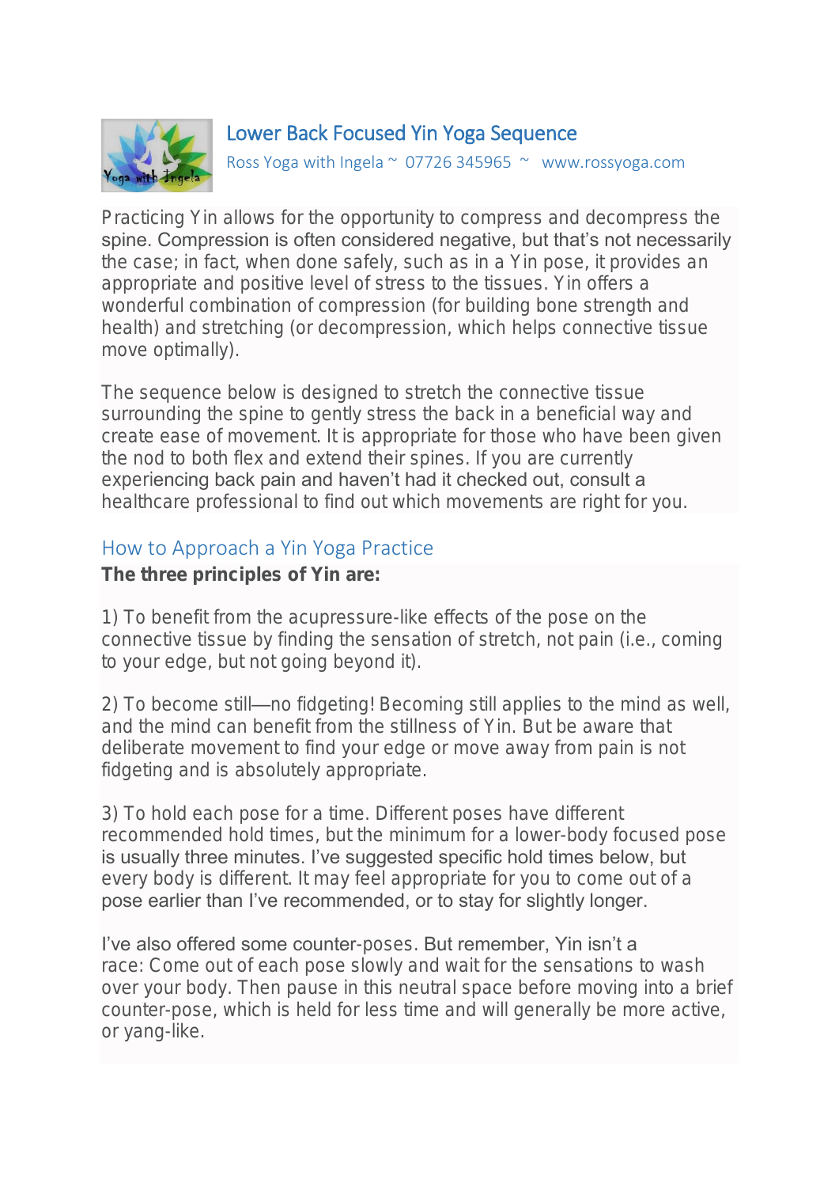# Lower Back Focused Yin Yoga Sequence

Ross Yoga with Ingela ~ 07726 345965 ~ www.rossyoga.com

Practicing Yin allows for the opportunity to compress and decompress the spine. Compression is often considered negative, but that's not necessarily the case; in fact, when done safely, such as in a Yin pose, it provides an appropriate and positive level of stress to the tissues. Yin offers a wonderful combination of compression (for building bone strength and health) and stretching (or decompression, which helps connective tissue move optimally).

The sequence below is designed to stretch the connective tissue surrounding the spine to gently stress the back in a beneficial way and create ease of movement. It is appropriate for those who have been given the nod to both flex and extend their spines. If you are currently experiencing back pain and haven't had it checked out, consult a healthcare professional to find out which movements are right for you.

## How to Approach a Yin Yoga Practice

**The three principles of Yin are:**

1) To benefit from the acupressure-like effects of the pose on the connective tissue by finding the sensation of stretch, not pain (i.e., coming to your edge, but not going beyond it).

2) To become still—no fidgeting! Becoming still applies to the mind as well, and the mind can benefit from the stillness of Yin. But be aware that deliberate movement to find your edge or move away from pain is not fidgeting and is absolutely appropriate.

3) To hold each pose for a time. Different poses have different recommended hold times, but the minimum for a lower-body focused pose is usually three minutes. I've suggested specific hold times below, but every body is different. It may feel appropriate for you to come out of a pose earlier than I've recommended, or to stay for slightly longer.

I've also offered some counter-poses. But remember, Yin isn't a race: Come out of each pose slowly and wait for the sensations to wash over your body. Then pause in this neutral space before moving into a brief counter-pose, which is held for less time and will generally be more active, or yang-like.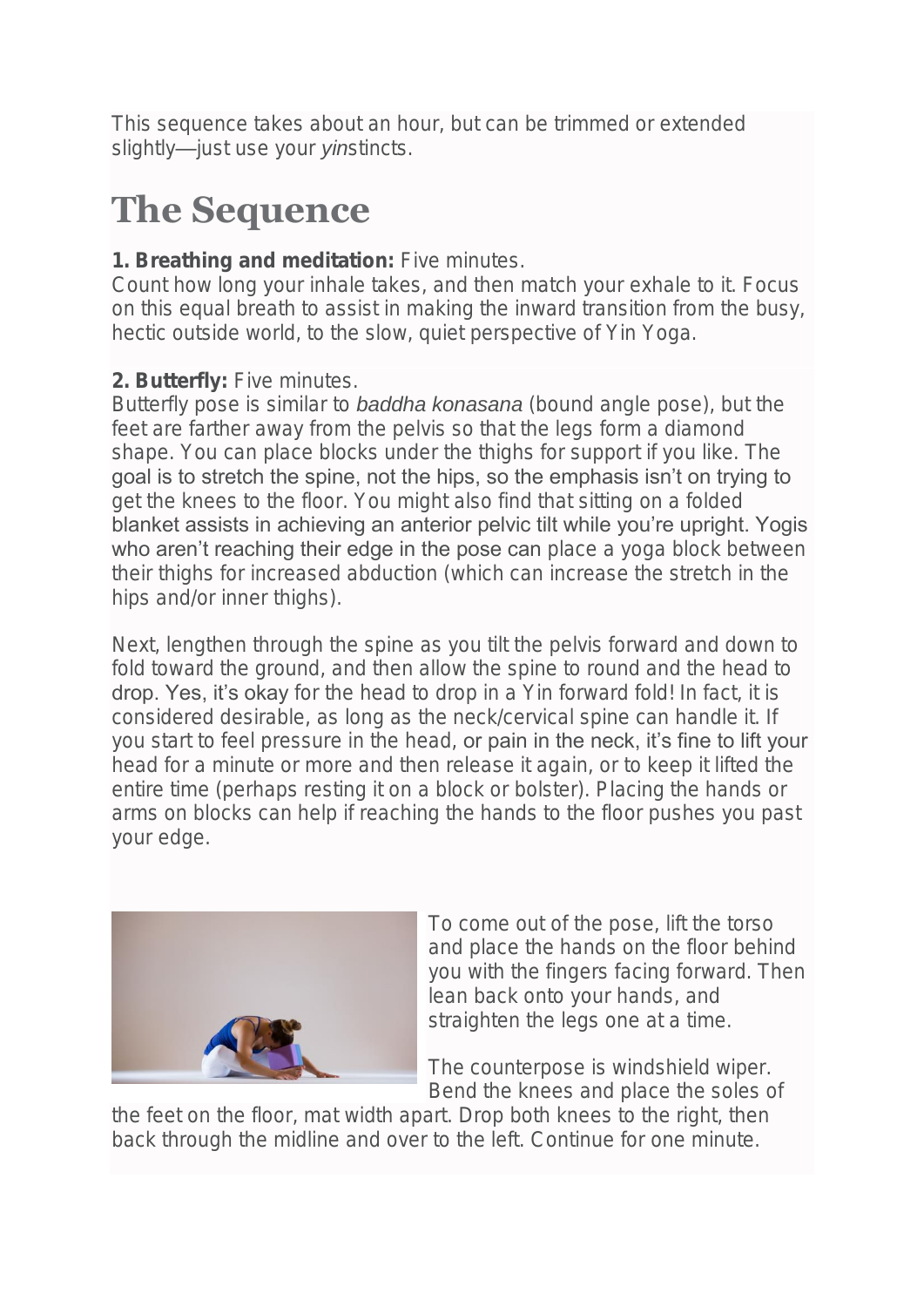This sequence takes about an hour, but can be trimmed or extended slightly—just use your *yin*stincts.

# The Sequence

**1. Breathing and meditation:** Five minutes.
Count how long your inhale takes, and then match your exhale to it. Focus on this equal breath to assist in making the inward transition from the busy, hectic outside world, to the slow, quiet perspective of Yin Yoga.

**2. Butterfly:** Five minutes.
Butterfly pose is similar to *baddha konasana* (bound angle pose), but the feet are farther away from the pelvis so that the legs form a diamond shape. You can place blocks under the thighs for support if you like. The goal is to stretch the spine, not the hips, so the emphasis isn't on trying to get the knees to the floor. You might also find that sitting on a folded blanket assists in achieving an anterior pelvic tilt while you're upright. Yogis who aren't reaching their edge in the pose can place a yoga block between their thighs for increased abduction (which can increase the stretch in the hips and/or inner thighs).

Next, lengthen through the spine as you tilt the pelvis forward and down to fold toward the ground, and then allow the spine to round and the head to drop. Yes, it's okay for the head to drop in a Yin forward fold! In fact, it is considered desirable, as long as the neck/cervical spine can handle it. If you start to feel pressure in the head, or pain in the neck, it's fine to lift your head for a minute or more and then release it again, or to keep it lifted the entire time (perhaps resting it on a block or bolster). Placing the hands or arms on blocks can help if reaching the hands to the floor pushes you past your edge.

To come out of the pose, lift the torso and place the hands on the floor behind you with the fingers facing forward. Then lean back onto your hands, and straighten the legs one at a time.

The counterpose is windshield wiper. Bend the knees and place the soles of the feet on the floor, mat width apart. Drop both knees to the right, then back through the midline and over to the left. Continue for one minute.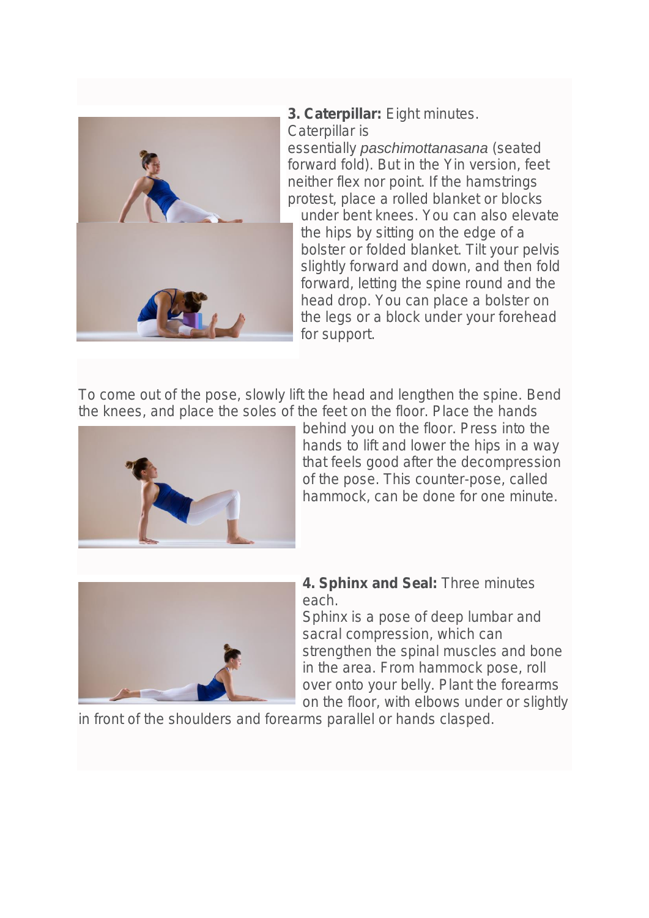**3. Caterpillar:** Eight minutes. Caterpillar is essentially *paschimottanasana* (seated forward fold). But in the Yin version, feet neither flex nor point. If the hamstrings protest, place a rolled blanket or blocks under bent knees. You can also elevate the hips by sitting on the edge of a bolster or folded blanket. Tilt your pelvis slightly forward and down, and then fold forward, letting the spine round and the head drop. You can place a bolster on the legs or a block under your forehead for support.

To come out of the pose, slowly lift the head and lengthen the spine. Bend the knees, and place the soles of the feet on the floor. Place the hands behind you on the floor. Press into the hands to lift and lower the hips in a way that feels good after the decompression of the pose. This counter-pose, called hammock, can be done for one minute.

**4. Sphinx and Seal:** Three minutes each. Sphinx is a pose of deep lumbar and sacral compression, which can strengthen the spinal muscles and bone in the area. From hammock pose, roll over onto your belly. Plant the forearms on the floor, with elbows under or slightly in front of the shoulders and forearms parallel or hands clasped.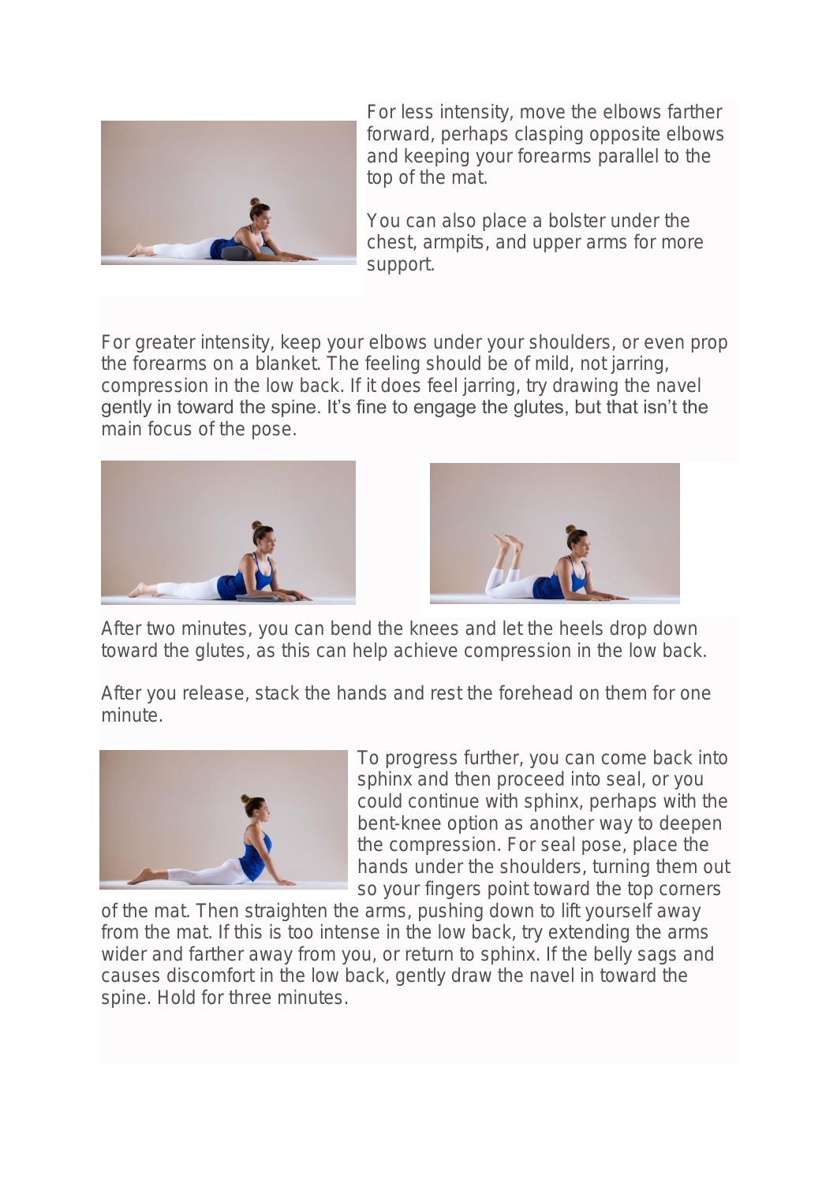For less intensity, move the elbows farther forward, perhaps clasping opposite elbows and keeping your forearms parallel to the top of the mat.

You can also place a bolster under the chest, armpits, and upper arms for more support.

For greater intensity, keep your elbows under your shoulders, or even prop the forearms on a blanket. The feeling should be of mild, not jarring, compression in the low back. If it does feel jarring, try drawing the navel gently in toward the spine. It's fine to engage the glutes, but that isn't the main focus of the pose.

After two minutes, you can bend the knees and let the heels drop down toward the glutes, as this can help achieve compression in the low back.

After you release, stack the hands and rest the forehead on them for one minute.

To progress further, you can come back into sphinx and then proceed into seal, or you could continue with sphinx, perhaps with the bent-knee option as another way to deepen the compression. For seal pose, place the hands under the shoulders, turning them out so your fingers point toward the top corners of the mat. Then straighten the arms, pushing down to lift yourself away from the mat. If this is too intense in the low back, try extending the arms wider and farther away from you, or return to sphinx. If the belly sags and causes discomfort in the low back, gently draw the navel in toward the spine. Hold for three minutes.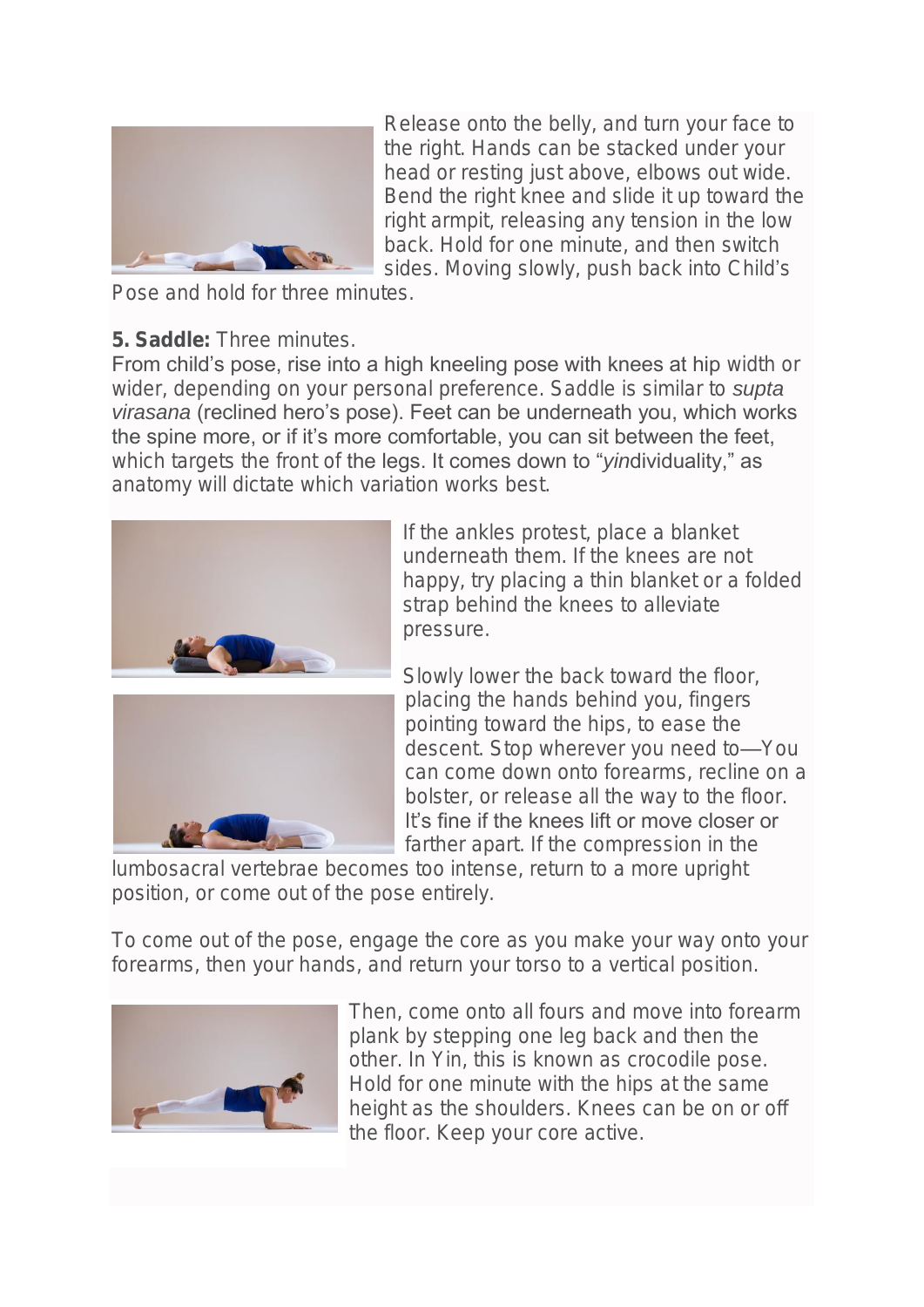Release onto the belly, and turn your face to the right. Hands can be stacked under your head or resting just above, elbows out wide. Bend the right knee and slide it up toward the right armpit, releasing any tension in the low back. Hold for one minute, and then switch sides. Moving slowly, push back into Child's Pose and hold for three minutes.

**5. Saddle:** Three minutes.

From child's pose, rise into a high kneeling pose with knees at hip width or wider, depending on your personal preference. Saddle is similar to *supta virasana* (reclined hero's pose). Feet can be underneath you, which works the spine more, or if it's more comfortable, you can sit between the feet, which targets the front of the legs. It comes down to "*yin*dividuality," as anatomy will dictate which variation works best.

If the ankles protest, place a blanket underneath them. If the knees are not happy, try placing a thin blanket or a folded strap behind the knees to alleviate pressure.

Slowly lower the back toward the floor, placing the hands behind you, fingers pointing toward the hips, to ease the descent. Stop wherever you need to—You can come down onto forearms, recline on a bolster, or release all the way to the floor. It's fine if the knees lift or move closer or farther apart. If the compression in the lumbosacral vertebrae becomes too intense, return to a more upright position, or come out of the pose entirely.

To come out of the pose, engage the core as you make your way onto your forearms, then your hands, and return your torso to a vertical position.

Then, come onto all fours and move into forearm plank by stepping one leg back and then the other. In Yin, this is known as crocodile pose. Hold for one minute with the hips at the same height as the shoulders. Knees can be on or off the floor. Keep your core active.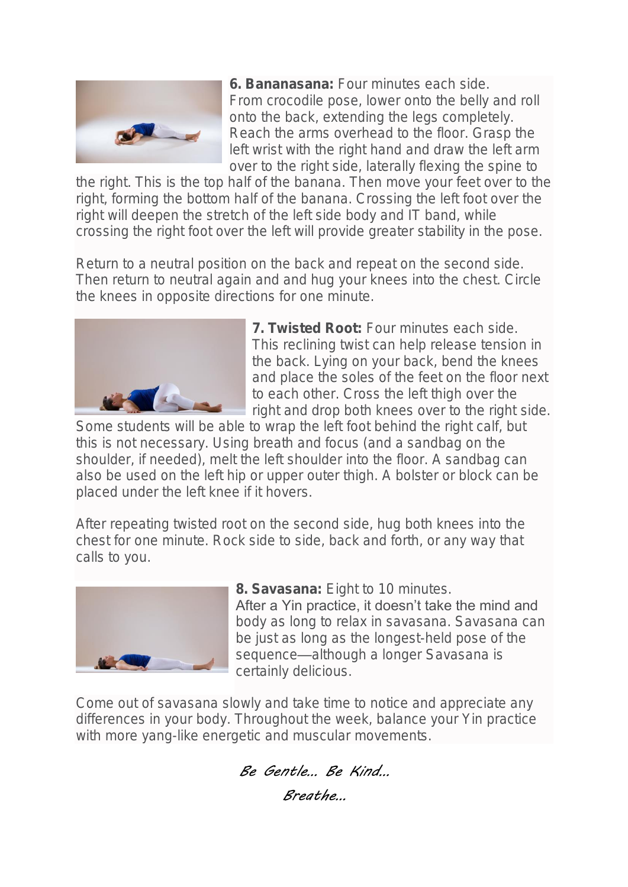**6. Bananasana:** Four minutes each side.
From crocodile pose, lower onto the belly and roll onto the back, extending the legs completely. Reach the arms overhead to the floor. Grasp the left wrist with the right hand and draw the left arm over to the right side, laterally flexing the spine to the right. This is the top half of the banana. Then move your feet over to the right, forming the bottom half of the banana. Crossing the left foot over the right will deepen the stretch of the left side body and IT band, while crossing the right foot over the left will provide greater stability in the pose.

Return to a neutral position on the back and repeat on the second side. Then return to neutral again and and hug your knees into the chest. Circle the knees in opposite directions for one minute.

**7. Twisted Root:** Four minutes each side.
This reclining twist can help release tension in the back. Lying on your back, bend the knees and place the soles of the feet on the floor next to each other. Cross the left thigh over the right and drop both knees over to the right side. Some students will be able to wrap the left foot behind the right calf, but this is not necessary. Using breath and focus (and a sandbag on the shoulder, if needed), melt the left shoulder into the floor. A sandbag can also be used on the left hip or upper outer thigh. A bolster or block can be placed under the left knee if it hovers.

After repeating twisted root on the second side, hug both knees into the chest for one minute. Rock side to side, back and forth, or any way that calls to you.

**8. Savasana:** Eight to 10 minutes.
After a Yin practice, it doesn't take the mind and body as long to relax in savasana. Savasana can be just as long as the longest-held pose of the sequence—although a longer Savasana is certainly delicious.

Come out of savasana slowly and take time to notice and appreciate any differences in your body. Throughout the week, balance your Yin practice with more yang-like energetic and muscular movements.

*Be Gentle... Be Kind...*

*Breathe...*